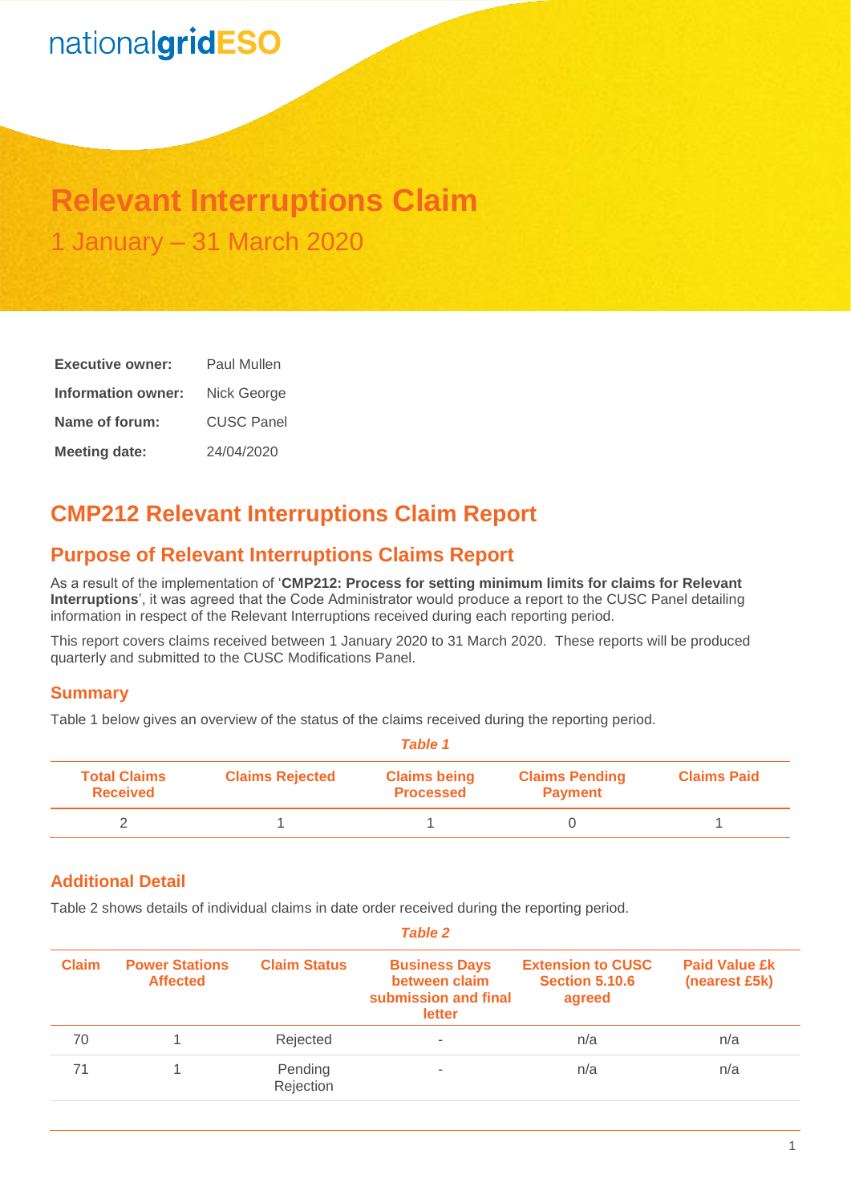nationalgridESO

# Relevant Interruptions Claim

## 1 January – 31 March 2020

| | |
|---|---|
| **Executive owner:** | Paul Mullen |
| **Information owner:** | Nick George |
| **Name of forum:** | CUSC Panel |
| **Meeting date:** | 24/04/2020 |

## CMP212 Relevant Interruptions Claim Report

## Purpose of Relevant Interruptions Claims Report

As a result of the implementation of '**CMP212: Process for setting minimum limits for claims for Relevant Interruptions**', it was agreed that the Code Administrator would produce a report to the CUSC Panel detailing information in respect of the Relevant Interruptions received during each reporting period.

This report covers claims received between 1 January 2020 to 31 March 2020. These reports will be produced quarterly and submitted to the CUSC Modifications Panel.

### Summary

Table 1 below gives an overview of the status of the claims received during the reporting period.

*Table 1*

| Total Claims Received | Claims Rejected | Claims being Processed | Claims Pending Payment | Claims Paid |
|---|---|---|---|---|
| 2 | 1 | 1 | 0 | 1 |

### Additional Detail

Table 2 shows details of individual claims in date order received during the reporting period.

*Table 2*

| Claim | Power Stations Affected | Claim Status | Business Days between claim submission and final letter | Extension to CUSC Section 5.10.6 agreed | Paid Value £k (nearest £5k) |
|---|---|---|---|---|---|
| 70 | 1 | Rejected | - | n/a | n/a |
| 71 | 1 | Pending Rejection | - | n/a | n/a |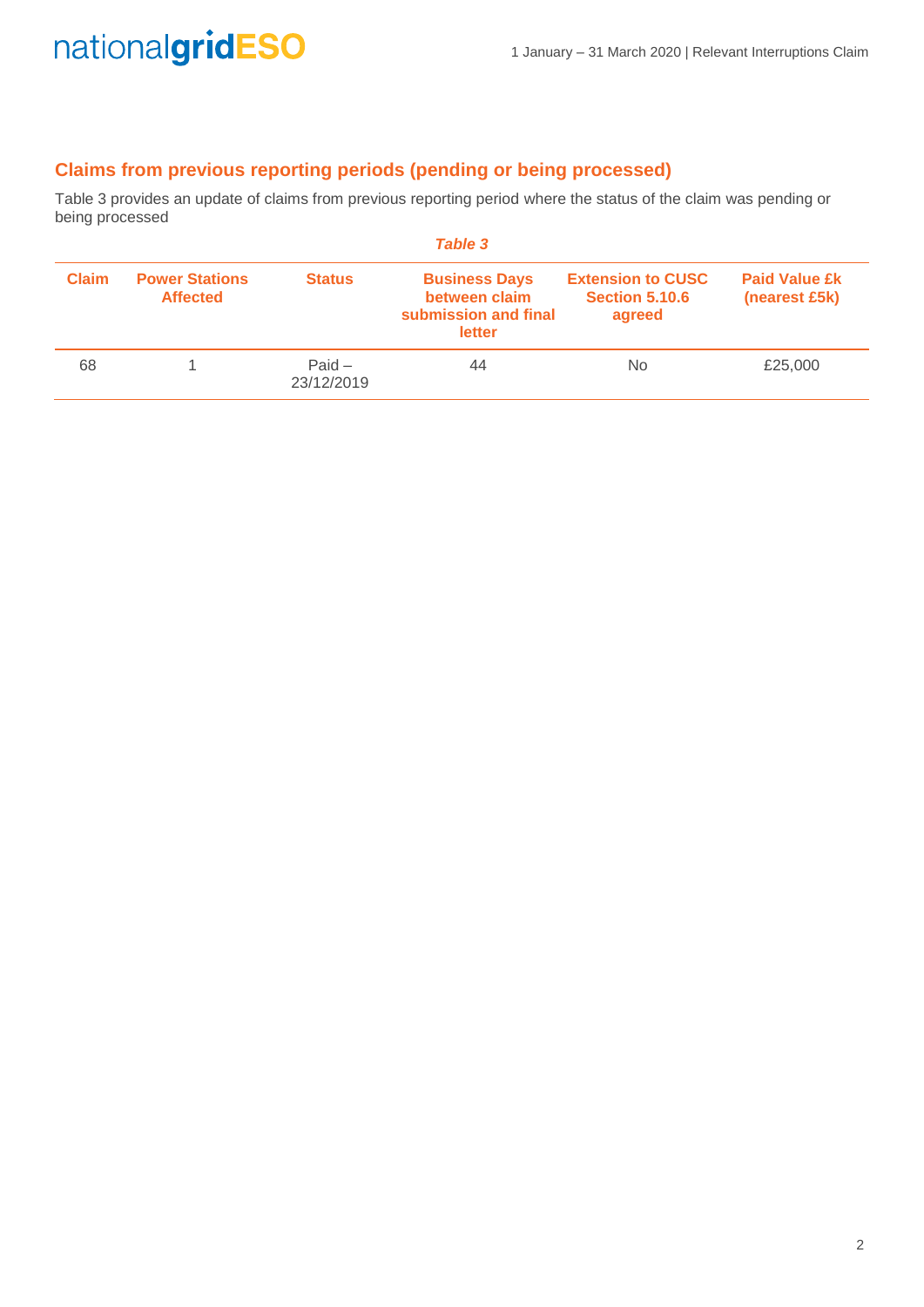## Claims from previous reporting periods (pending or being processed)

Table 3 provides an update of claims from previous reporting period where the status of the claim was pending or being processed

*Table 3*

| Claim | Power Stations Affected | Status | Business Days between claim submission and final letter | Extension to CUSC Section 5.10.6 agreed | Paid Value £k (nearest £5k) |
|---|---|---|---|---|---|
| 68 | 1 | Paid – 23/12/2019 | 44 | No | £25,000 |